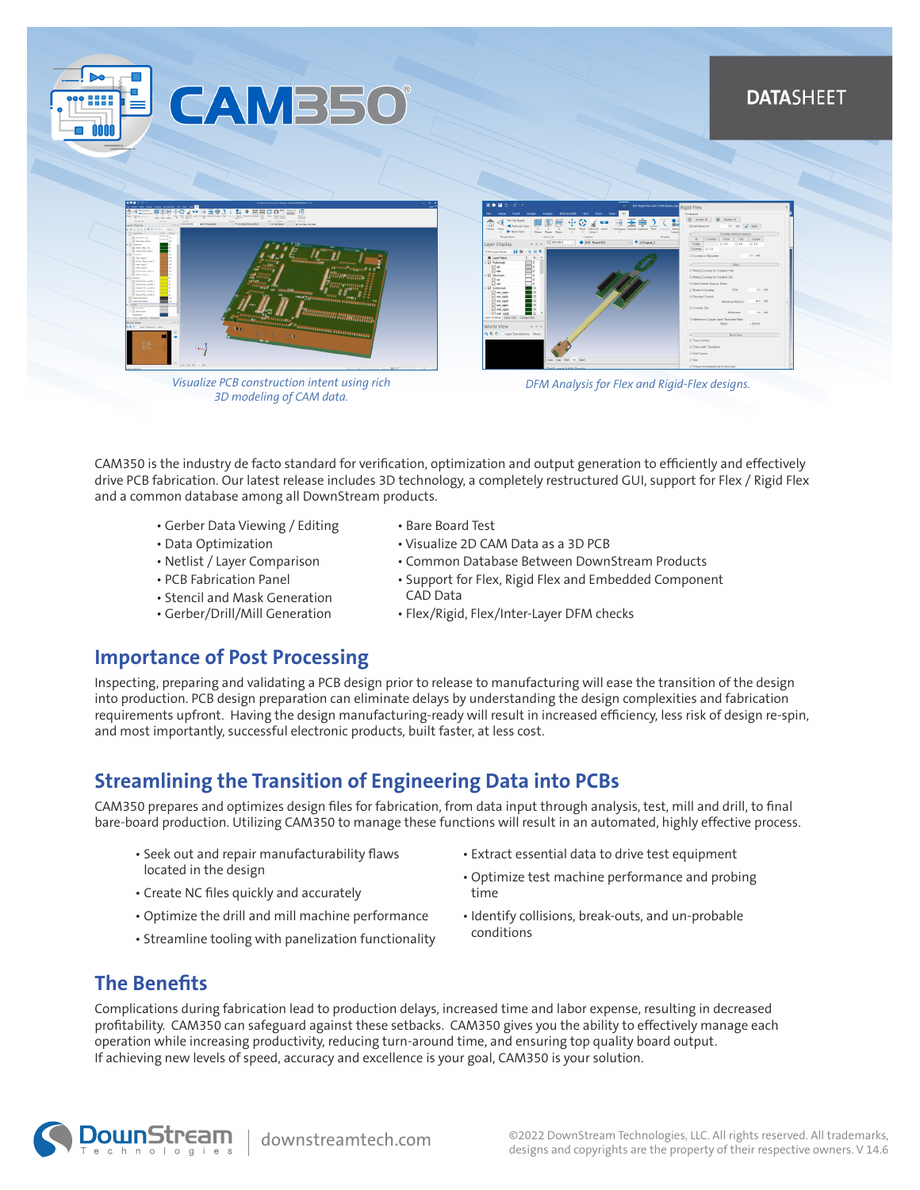# CAM350®

**DATASHEET**

*Visualize PCB construction intent using rich 3D modeling of CAM data.*

*DFM Analysis for Flex and Rigid-Flex designs.*

CAM350 is the industry de facto standard for verification, optimization and output generation to efficiently and effectively drive PCB fabrication. Our latest release includes 3D technology, a completely restructured GUI, support for Flex / Rigid Flex and a common database among all DownStream products.

- Gerber Data Viewing / Editing
- Data Optimization
- Netlist / Layer Comparison
- PCB Fabrication Panel
- Stencil and Mask Generation
- Gerber/Drill/Mill Generation
- Bare Board Test
- Visualize 2D CAM Data as a 3D PCB
- Common Database Between DownStream Products
- Support for Flex, Rigid Flex and Embedded Component CAD Data
- Flex/Rigid, Flex/Inter-Layer DFM checks

## Importance of Post Processing

Inspecting, preparing and validating a PCB design prior to release to manufacturing will ease the transition of the design into production. PCB design preparation can eliminate delays by understanding the design complexities and fabrication requirements upfront. Having the design manufacturing-ready will result in increased efficiency, less risk of design re-spin, and most importantly, successful electronic products, built faster, at less cost.

## Streamlining the Transition of Engineering Data into PCBs

CAM350 prepares and optimizes design files for fabrication, from data input through analysis, test, mill and drill, to final bare-board production. Utilizing CAM350 to manage these functions will result in an automated, highly effective process.

- Seek out and repair manufacturability flaws located in the design
- Create NC files quickly and accurately
- Optimize the drill and mill machine performance
- Streamline tooling with panelization functionality
- Extract essential data to drive test equipment
- Optimize test machine performance and probing time
- Identify collisions, break-outs, and un-probable conditions

## The Benefits

Complications during fabrication lead to production delays, increased time and labor expense, resulting in decreased profitability. CAM350 can safeguard against these setbacks. CAM350 gives you the ability to effectively manage each operation while increasing productivity, reducing turn-around time, and ensuring top quality board output.
If achieving new levels of speed, accuracy and excellence is your goal, CAM350 is your solution.

DownStream Technologies | downstreamtech.com

©2022 DownStream Technologies, LLC. All rights reserved. All trademarks, designs and copyrights are the property of their respective owners. V 14.6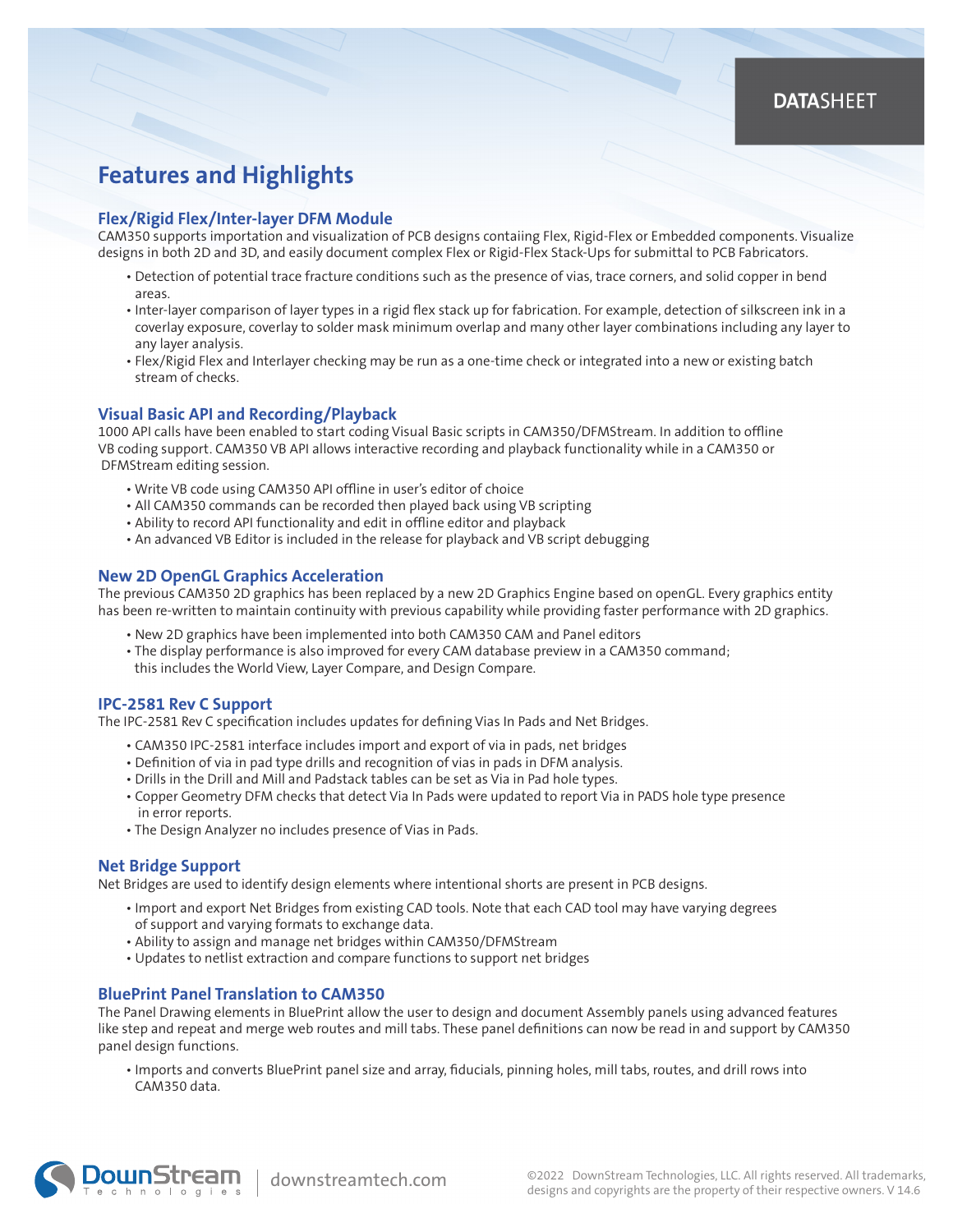DATASHEET

# Features and Highlights

## Flex/Rigid Flex/Inter-layer DFM Module

CAM350 supports importation and visualization of PCB designs contaiing Flex, Rigid-Flex or Embedded components. Visualize designs in both 2D and 3D, and easily document complex Flex or Rigid-Flex Stack-Ups for submittal to PCB Fabricators.

- Detection of potential trace fracture conditions such as the presence of vias, trace corners, and solid copper in bend areas.
- Inter-layer comparison of layer types in a rigid flex stack up for fabrication. For example, detection of silkscreen ink in a coverlay exposure, coverlay to solder mask minimum overlap and many other layer combinations including any layer to any layer analysis.
- Flex/Rigid Flex and Interlayer checking may be run as a one-time check or integrated into a new or existing batch stream of checks.

## Visual Basic API and Recording/Playback

1000 API calls have been enabled to start coding Visual Basic scripts in CAM350/DFMStream. In addition to offline VB coding support. CAM350 VB API allows interactive recording and playback functionality while in a CAM350 or DFMStream editing session.

- Write VB code using CAM350 API offline in user's editor of choice
- All CAM350 commands can be recorded then played back using VB scripting
- Ability to record API functionality and edit in offline editor and playback
- An advanced VB Editor is included in the release for playback and VB script debugging

## New 2D OpenGL Graphics Acceleration

The previous CAM350 2D graphics has been replaced by a new 2D Graphics Engine based on openGL. Every graphics entity has been re-written to maintain continuity with previous capability while providing faster performance with 2D graphics.

- New 2D graphics have been implemented into both CAM350 CAM and Panel editors
- The display performance is also improved for every CAM database preview in a CAM350 command; this includes the World View, Layer Compare, and Design Compare.

## IPC-2581 Rev C Support

The IPC-2581 Rev C specification includes updates for defining Vias In Pads and Net Bridges.

- CAM350 IPC-2581 interface includes import and export of via in pads, net bridges
- Definition of via in pad type drills and recognition of vias in pads in DFM analysis.
- Drills in the Drill and Mill and Padstack tables can be set as Via in Pad hole types.
- Copper Geometry DFM checks that detect Via In Pads were updated to report Via in PADS hole type presence in error reports.
- The Design Analyzer no includes presence of Vias in Pads.

## Net Bridge Support

Net Bridges are used to identify design elements where intentional shorts are present in PCB designs.

- Import and export Net Bridges from existing CAD tools. Note that each CAD tool may have varying degrees of support and varying formats to exchange data.
- Ability to assign and manage net bridges within CAM350/DFMStream
- Updates to netlist extraction and compare functions to support net bridges

## BluePrint Panel Translation to CAM350

The Panel Drawing elements in BluePrint allow the user to design and document Assembly panels using advanced features like step and repeat and merge web routes and mill tabs. These panel definitions can now be read in and support by CAM350 panel design functions.

- Imports and converts BluePrint panel size and array, fiducials, pinning holes, mill tabs, routes, and drill rows into CAM350 data.

DownStream Technologies | downstreamtech.com

©2022 DownStream Technologies, LLC. All rights reserved. All trademarks, designs and copyrights are the property of their respective owners. V 14.6